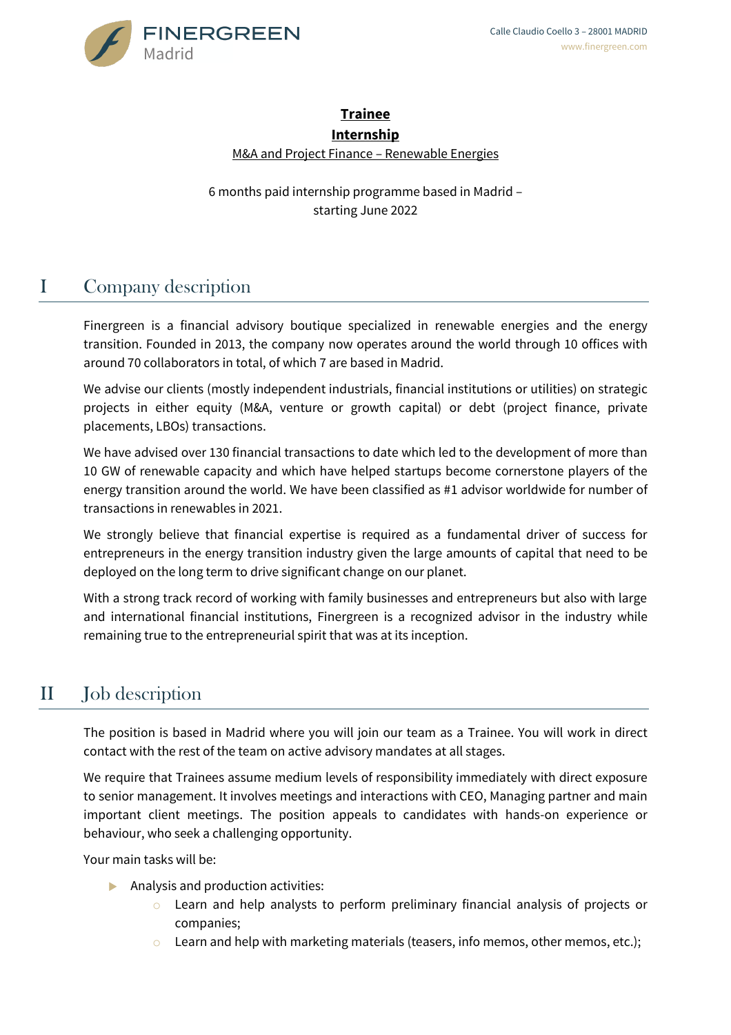FINERGREEN
Madrid

Calle Claudio Coello 3 – 28001 MADRID
www.finergreen.com

# Trainee Internship

M&A and Project Finance – Renewable Energies

6 months paid internship programme based in Madrid – starting June 2022

## I Company description

Finergreen is a financial advisory boutique specialized in renewable energies and the energy transition. Founded in 2013, the company now operates around the world through 10 offices with around 70 collaborators in total, of which 7 are based in Madrid.

We advise our clients (mostly independent industrials, financial institutions or utilities) on strategic projects in either equity (M&A, venture or growth capital) or debt (project finance, private placements, LBOs) transactions.

We have advised over 130 financial transactions to date which led to the development of more than 10 GW of renewable capacity and which have helped startups become cornerstone players of the energy transition around the world. We have been classified as #1 advisor worldwide for number of transactions in renewables in 2021.

We strongly believe that financial expertise is required as a fundamental driver of success for entrepreneurs in the energy transition industry given the large amounts of capital that need to be deployed on the long term to drive significant change on our planet.

With a strong track record of working with family businesses and entrepreneurs but also with large and international financial institutions, Finergreen is a recognized advisor in the industry while remaining true to the entrepreneurial spirit that was at its inception.

## II Job description

The position is based in Madrid where you will join our team as a Trainee. You will work in direct contact with the rest of the team on active advisory mandates at all stages.

We require that Trainees assume medium levels of responsibility immediately with direct exposure to senior management. It involves meetings and interactions with CEO, Managing partner and main important client meetings. The position appeals to candidates with hands-on experience or behaviour, who seek a challenging opportunity.

Your main tasks will be:

- Analysis and production activities:
  - Learn and help analysts to perform preliminary financial analysis of projects or companies;
  - Learn and help with marketing materials (teasers, info memos, other memos, etc.);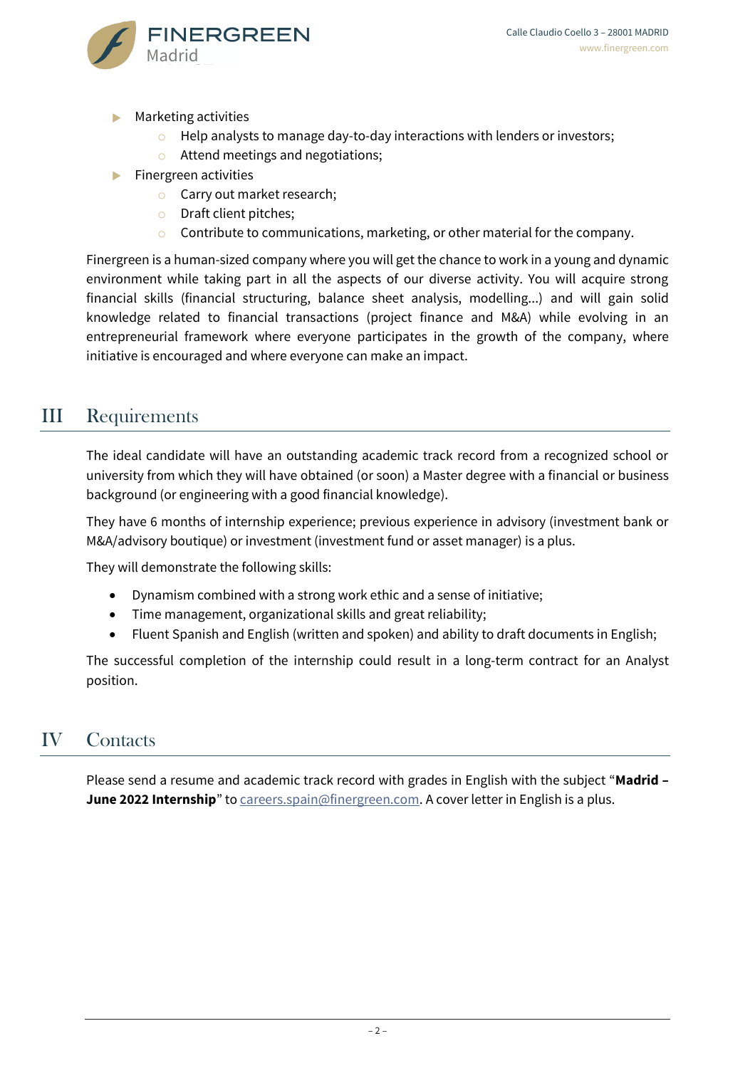- Marketing activities
  - Help analysts to manage day-to-day interactions with lenders or investors;
  - Attend meetings and negotiations;
- Finergreen activities
  - Carry out market research;
  - Draft client pitches;
  - Contribute to communications, marketing, or other material for the company.

Finergreen is a human-sized company where you will get the chance to work in a young and dynamic environment while taking part in all the aspects of our diverse activity. You will acquire strong financial skills (financial structuring, balance sheet analysis, modelling...) and will gain solid knowledge related to financial transactions (project finance and M&A) while evolving in an entrepreneurial framework where everyone participates in the growth of the company, where initiative is encouraged and where everyone can make an impact.

## III Requirements

The ideal candidate will have an outstanding academic track record from a recognized school or university from which they will have obtained (or soon) a Master degree with a financial or business background (or engineering with a good financial knowledge).

They have 6 months of internship experience; previous experience in advisory (investment bank or M&A/advisory boutique) or investment (investment fund or asset manager) is a plus.

They will demonstrate the following skills:

- Dynamism combined with a strong work ethic and a sense of initiative;
- Time management, organizational skills and great reliability;
- Fluent Spanish and English (written and spoken) and ability to draft documents in English;

The successful completion of the internship could result in a long-term contract for an Analyst position.

## IV Contacts

Please send a resume and academic track record with grades in English with the subject "**Madrid – June 2022 Internship**" to careers.spain@finergreen.com. A cover letter in English is a plus.